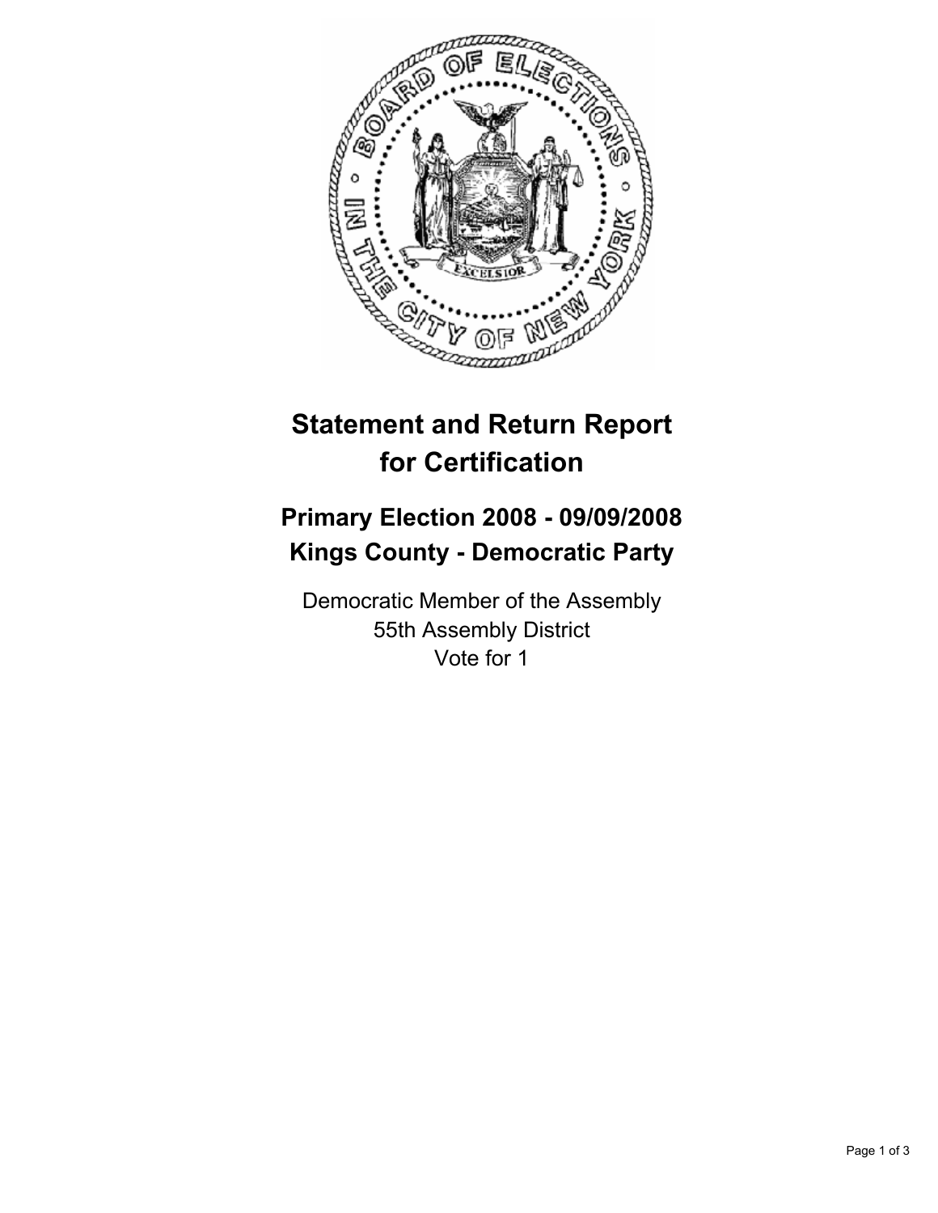# Statement and Return Report for Certification

## Primary Election 2008 - 09/09/2008
## Kings County - Democratic Party

Democratic Member of the Assembly
55th Assembly District
Vote for 1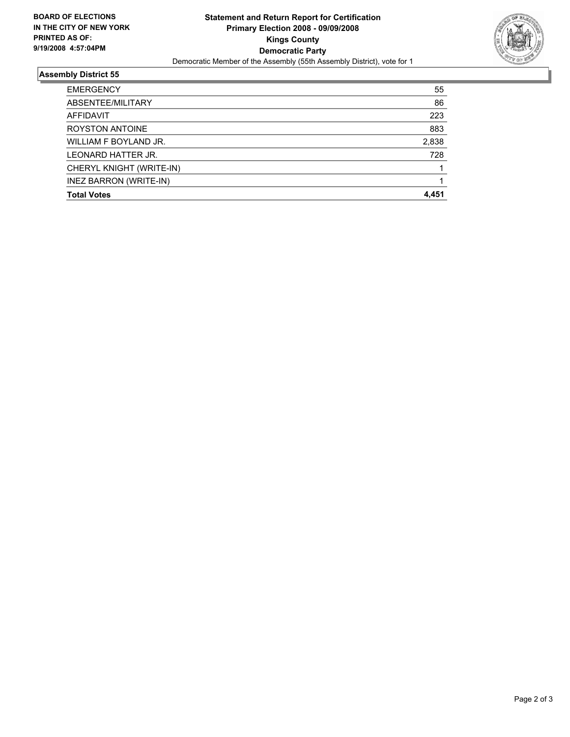**BOARD OF ELECTIONS IN THE CITY OF NEW YORK**
**PRINTED AS OF: 9/19/2008 4:57:04PM**

# Statement and Return Report for Certification
## Primary Election 2008 - 09/09/2008
## Kings County
## Democratic Party

Democratic Member of the Assembly (55th Assembly District), vote for 1

### Assembly District 55

| | |
|---|---|
| EMERGENCY | 55 |
| ABSENTEE/MILITARY | 86 |
| AFFIDAVIT | 223 |
| ROYSTON ANTOINE | 883 |
| WILLIAM F BOYLAND JR. | 2,838 |
| LEONARD HATTER JR. | 728 |
| CHERYL KNIGHT (WRITE-IN) | 1 |
| INEZ BARRON (WRITE-IN) | 1 |
| **Total Votes** | **4,451** |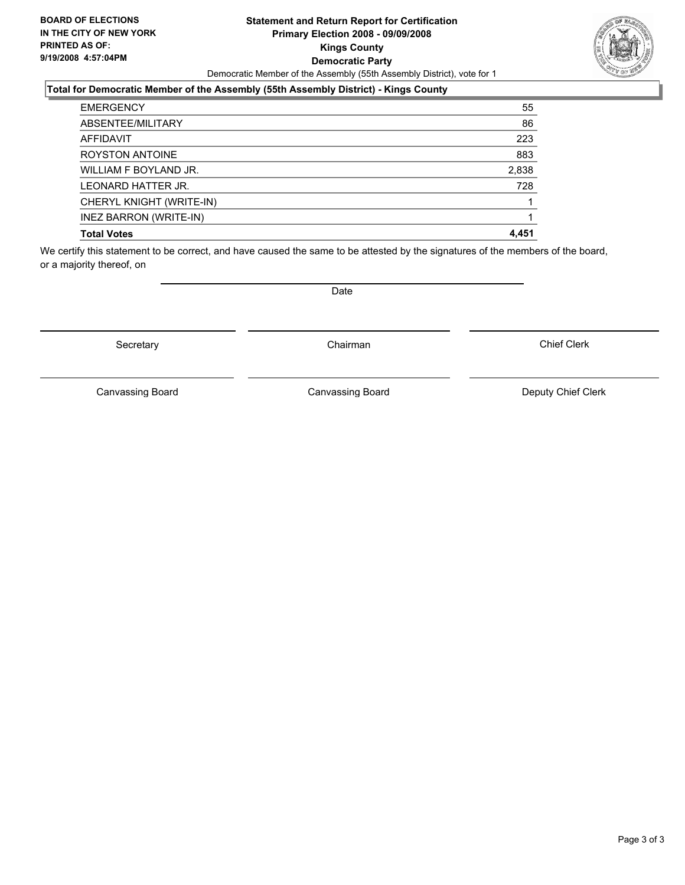**BOARD OF ELECTIONS IN THE CITY OF NEW YORK PRINTED AS OF: 9/19/2008 4:57:04PM**

**Statement and Return Report for Certification**
**Primary Election 2008 - 09/09/2008**
**Kings County**
**Democratic Party**
Democratic Member of the Assembly (55th Assembly District), vote for 1

**Total for Democratic Member of the Assembly (55th Assembly District) - Kings County**

| | |
|---|---|
| EMERGENCY | 55 |
| ABSENTEE/MILITARY | 86 |
| AFFIDAVIT | 223 |
| ROYSTON ANTOINE | 883 |
| WILLIAM F BOYLAND JR. | 2,838 |
| LEONARD HATTER JR. | 728 |
| CHERYL KNIGHT (WRITE-IN) | 1 |
| INEZ BARRON (WRITE-IN) | 1 |
| **Total Votes** | **4,451** |

We certify this statement to be correct, and have caused the same to be attested by the signatures of the members of the board, or a majority thereof, on

Date

Secretary

Chairman

Chief Clerk

Canvassing Board

Canvassing Board

Deputy Chief Clerk